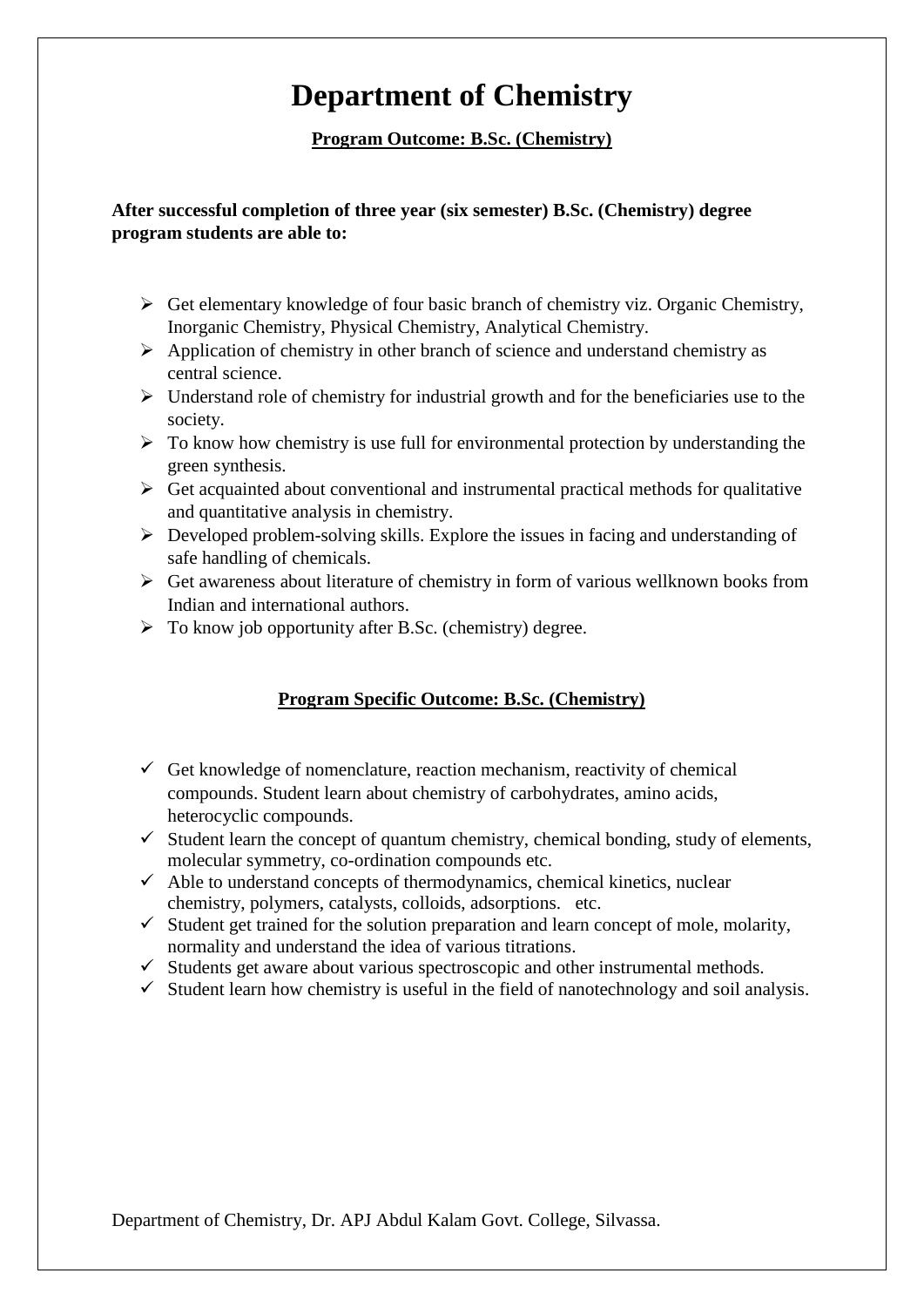# Department of Chemistry

## Program Outcome: B.Sc. (Chemistry)

**After successful completion of three year (six semester) B.Sc. (Chemistry) degree program students are able to:**

- Get elementary knowledge of four basic branch of chemistry viz. Organic Chemistry, Inorganic Chemistry, Physical Chemistry, Analytical Chemistry.
- Application of chemistry in other branch of science and understand chemistry as central science.
- Understand role of chemistry for industrial growth and for the beneficiaries use to the society.
- To know how chemistry is use full for environmental protection by understanding the green synthesis.
- Get acquainted about conventional and instrumental practical methods for qualitative and quantitative analysis in chemistry.
- Developed problem-solving skills. Explore the issues in facing and understanding of safe handling of chemicals.
- Get awareness about literature of chemistry in form of various wellknown books from Indian and international authors.
- To know job opportunity after B.Sc. (chemistry) degree.

## Program Specific Outcome: B.Sc. (Chemistry)

- Get knowledge of nomenclature, reaction mechanism, reactivity of chemical compounds. Student learn about chemistry of carbohydrates, amino acids, heterocyclic compounds.
- Student learn the concept of quantum chemistry, chemical bonding, study of elements, molecular symmetry, co-ordination compounds etc.
- Able to understand concepts of thermodynamics, chemical kinetics, nuclear chemistry, polymers, catalysts, colloids, adsorptions. etc.
- Student get trained for the solution preparation and learn concept of mole, molarity, normality and understand the idea of various titrations.
- Students get aware about various spectroscopic and other instrumental methods.
- Student learn how chemistry is useful in the field of nanotechnology and soil analysis.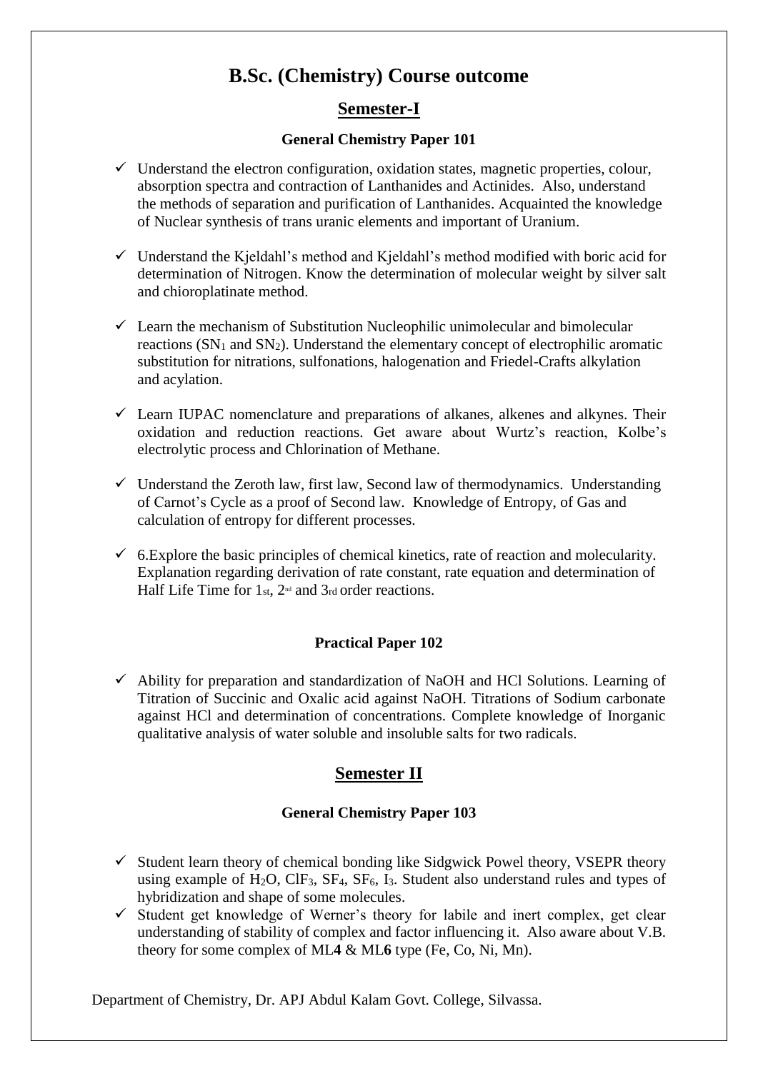# B.Sc. (Chemistry) Course outcome

## Semester-I

### General Chemistry Paper 101

- ✓ Understand the electron configuration, oxidation states, magnetic properties, colour, absorption spectra and contraction of Lanthanides and Actinides. Also, understand the methods of separation and purification of Lanthanides. Acquainted the knowledge of Nuclear synthesis of trans uranic elements and important of Uranium.

- ✓ Understand the Kjeldahl's method and Kjeldahl's method modified with boric acid for determination of Nitrogen. Know the determination of molecular weight by silver salt and chioroplatinate method.

- ✓ Learn the mechanism of Substitution Nucleophilic unimolecular and bimolecular reactions ($SN_1$ and $SN_2$). Understand the elementary concept of electrophilic aromatic substitution for nitrations, sulfonations, halogenation and Friedel-Crafts alkylation and acylation.

- ✓ Learn IUPAC nomenclature and preparations of alkanes, alkenes and alkynes. Their oxidation and reduction reactions. Get aware about Wurtz's reaction, Kolbe's electrolytic process and Chlorination of Methane.

- ✓ Understand the Zeroth law, first law, Second law of thermodynamics. Understanding of Carnot's Cycle as a proof of Second law. Knowledge of Entropy, of Gas and calculation of entropy for different processes.

- ✓ 6.Explore the basic principles of chemical kinetics, rate of reaction and molecularity. Explanation regarding derivation of rate constant, rate equation and determination of Half Life Time for $1_{st}$, $2^{nd}$ and $3_{rd}$ order reactions.

### Practical Paper 102

- ✓ Ability for preparation and standardization of NaOH and HCl Solutions. Learning of Titration of Succinic and Oxalic acid against NaOH. Titrations of Sodium carbonate against HCl and determination of concentrations. Complete knowledge of Inorganic qualitative analysis of water soluble and insoluble salts for two radicals.

## Semester II

### General Chemistry Paper 103

- ✓ Student learn theory of chemical bonding like Sidgwick Powel theory, VSEPR theory using example of $H_2O$, $ClF_3$, $SF_4$, $SF_6$, $I_3$. Student also understand rules and types of hybridization and shape of some molecules.
- ✓ Student get knowledge of Werner's theory for labile and inert complex, get clear understanding of stability of complex and factor influencing it. Also aware about V.B. theory for some complex of ML**4** & ML**6** type (Fe, Co, Ni, Mn).

Department of Chemistry, Dr. APJ Abdul Kalam Govt. College, Silvassa.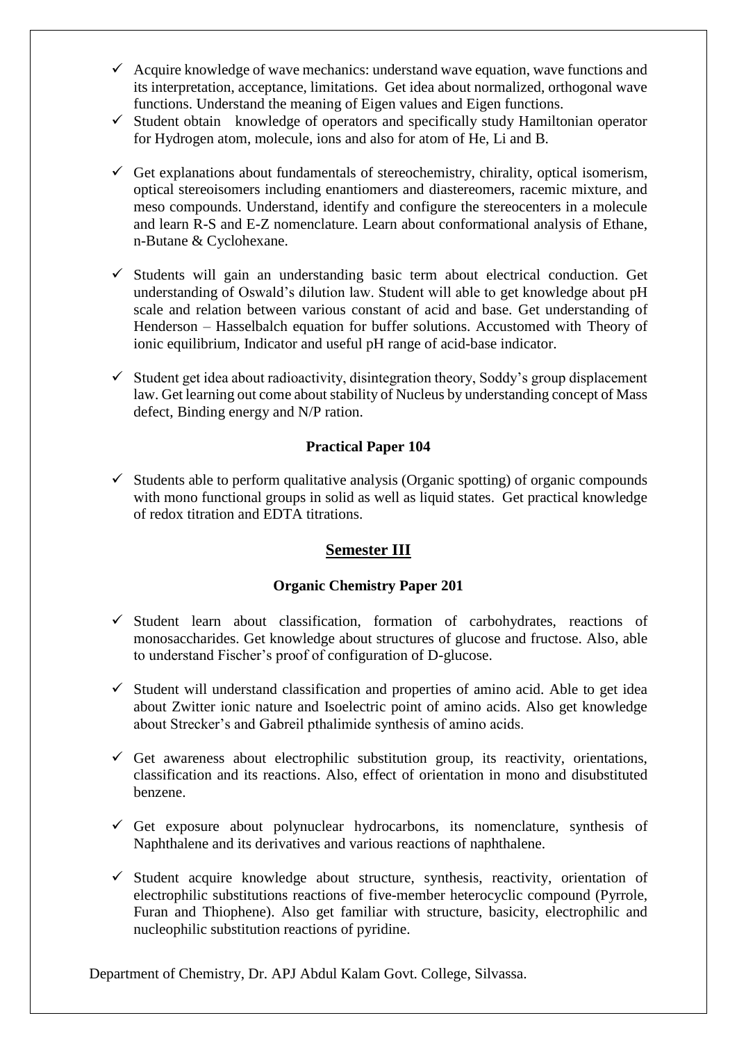- ✓ Acquire knowledge of wave mechanics: understand wave equation, wave functions and its interpretation, acceptance, limitations. Get idea about normalized, orthogonal wave functions. Understand the meaning of Eigen values and Eigen functions.
- ✓ Student obtain knowledge of operators and specifically study Hamiltonian operator for Hydrogen atom, molecule, ions and also for atom of He, Li and B.
- ✓ Get explanations about fundamentals of stereochemistry, chirality, optical isomerism, optical stereoisomers including enantiomers and diastereomers, racemic mixture, and meso compounds. Understand, identify and configure the stereocenters in a molecule and learn R-S and E-Z nomenclature. Learn about conformational analysis of Ethane, n-Butane & Cyclohexane.
- ✓ Students will gain an understanding basic term about electrical conduction. Get understanding of Oswald's dilution law. Student will able to get knowledge about pH scale and relation between various constant of acid and base. Get understanding of Henderson – Hasselbalch equation for buffer solutions. Accustomed with Theory of ionic equilibrium, Indicator and useful pH range of acid-base indicator.
- ✓ Student get idea about radioactivity, disintegration theory, Soddy's group displacement law. Get learning out come about stability of Nucleus by understanding concept of Mass defect, Binding energy and N/P ration.

**Practical Paper 104**

- ✓ Students able to perform qualitative analysis (Organic spotting) of organic compounds with mono functional groups in solid as well as liquid states. Get practical knowledge of redox titration and EDTA titrations.

## Semester III

**Organic Chemistry Paper 201**

- ✓ Student learn about classification, formation of carbohydrates, reactions of monosaccharides. Get knowledge about structures of glucose and fructose. Also, able to understand Fischer's proof of configuration of D-glucose.
- ✓ Student will understand classification and properties of amino acid. Able to get idea about Zwitter ionic nature and Isoelectric point of amino acids. Also get knowledge about Strecker's and Gabreil pthalimide synthesis of amino acids.
- ✓ Get awareness about electrophilic substitution group, its reactivity, orientations, classification and its reactions. Also, effect of orientation in mono and disubstituted benzene.
- ✓ Get exposure about polynuclear hydrocarbons, its nomenclature, synthesis of Naphthalene and its derivatives and various reactions of naphthalene.
- ✓ Student acquire knowledge about structure, synthesis, reactivity, orientation of electrophilic substitutions reactions of five-member heterocyclic compound (Pyrrole, Furan and Thiophene). Also get familiar with structure, basicity, electrophilic and nucleophilic substitution reactions of pyridine.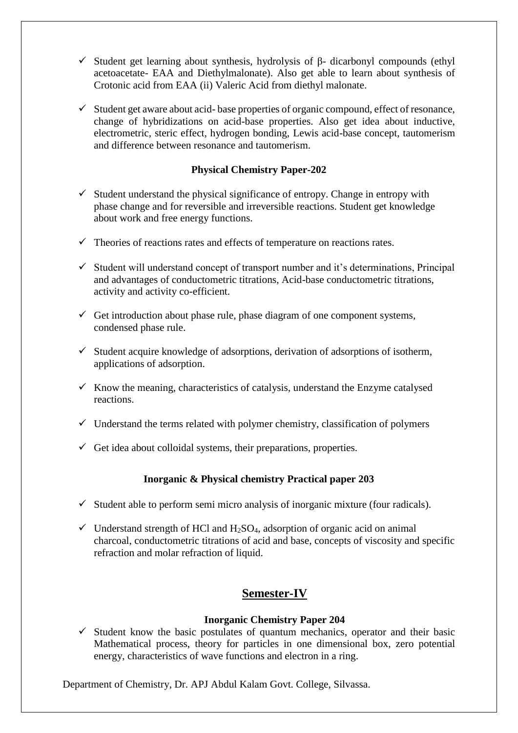- ✓ Student get learning about synthesis, hydrolysis of β- dicarbonyl compounds (ethyl acetoacetate- EAA and Diethylmalonate). Also get able to learn about synthesis of Crotonic acid from EAA (ii) Valeric Acid from diethyl malonate.

- ✓ Student get aware about acid- base properties of organic compound, effect of resonance, change of hybridizations on acid-base properties. Also get idea about inductive, electrometric, steric effect, hydrogen bonding, Lewis acid-base concept, tautomerism and difference between resonance and tautomerism.

**Physical Chemistry Paper-202**

- ✓ Student understand the physical significance of entropy. Change in entropy with phase change and for reversible and irreversible reactions. Student get knowledge about work and free energy functions.

- ✓ Theories of reactions rates and effects of temperature on reactions rates.

- ✓ Student will understand concept of transport number and it's determinations, Principal and advantages of conductometric titrations, Acid-base conductometric titrations, activity and activity co-efficient.

- ✓ Get introduction about phase rule, phase diagram of one component systems, condensed phase rule.

- ✓ Student acquire knowledge of adsorptions, derivation of adsorptions of isotherm, applications of adsorption.

- ✓ Know the meaning, characteristics of catalysis, understand the Enzyme catalysed reactions.

- ✓ Understand the terms related with polymer chemistry, classification of polymers

- ✓ Get idea about colloidal systems, their preparations, properties.

**Inorganic & Physical chemistry Practical paper 203**

- ✓ Student able to perform semi micro analysis of inorganic mixture (four radicals).

- ✓ Understand strength of HCl and $H_2SO_4$, adsorption of organic acid on animal charcoal, conductometric titrations of acid and base, concepts of viscosity and specific refraction and molar refraction of liquid.

## Semester-IV

**Inorganic Chemistry Paper 204**

- ✓ Student know the basic postulates of quantum mechanics, operator and their basic Mathematical process, theory for particles in one dimensional box, zero potential energy, characteristics of wave functions and electron in a ring.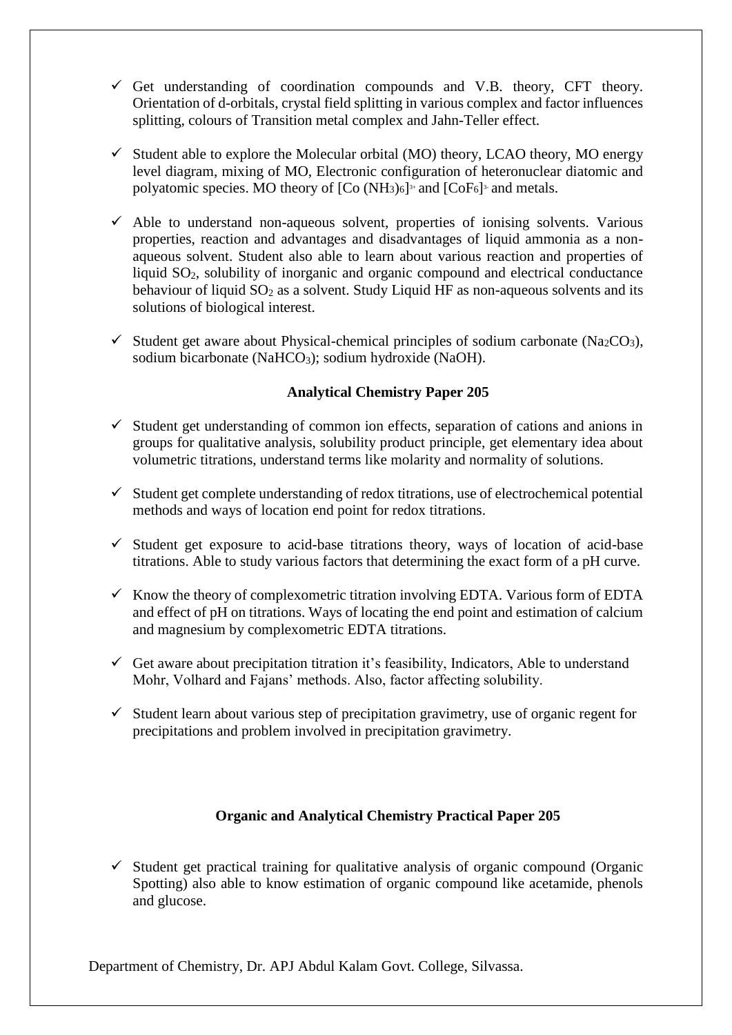- ✓ Get understanding of coordination compounds and V.B. theory, CFT theory. Orientation of d-orbitals, crystal field splitting in various complex and factor influences splitting, colours of Transition metal complex and Jahn-Teller effect.
- ✓ Student able to explore the Molecular orbital (MO) theory, LCAO theory, MO energy level diagram, mixing of MO, Electronic configuration of heteronuclear diatomic and polyatomic species. MO theory of $[Co(NH_3)_6]^{3+}$ and $[CoF_6]^{3-}$ and metals.
- ✓ Able to understand non-aqueous solvent, properties of ionising solvents. Various properties, reaction and advantages and disadvantages of liquid ammonia as a non-aqueous solvent. Student also able to learn about various reaction and properties of liquid $SO_2$, solubility of inorganic and organic compound and electrical conductance behaviour of liquid $SO_2$ as a solvent. Study Liquid HF as non-aqueous solvents and its solutions of biological interest.
- ✓ Student get aware about Physical-chemical principles of sodium carbonate ($Na_2CO_3$), sodium bicarbonate ($NaHCO_3$); sodium hydroxide (NaOH).

### Analytical Chemistry Paper 205

- ✓ Student get understanding of common ion effects, separation of cations and anions in groups for qualitative analysis, solubility product principle, get elementary idea about volumetric titrations, understand terms like molarity and normality of solutions.
- ✓ Student get complete understanding of redox titrations, use of electrochemical potential methods and ways of location end point for redox titrations.
- ✓ Student get exposure to acid-base titrations theory, ways of location of acid-base titrations. Able to study various factors that determining the exact form of a pH curve.
- ✓ Know the theory of complexometric titration involving EDTA. Various form of EDTA and effect of pH on titrations. Ways of locating the end point and estimation of calcium and magnesium by complexometric EDTA titrations.
- ✓ Get aware about precipitation titration it's feasibility, Indicators, Able to understand Mohr, Volhard and Fajans' methods. Also, factor affecting solubility.
- ✓ Student learn about various step of precipitation gravimetry, use of organic regent for precipitations and problem involved in precipitation gravimetry.

### Organic and Analytical Chemistry Practical Paper 205

- ✓ Student get practical training for qualitative analysis of organic compound (Organic Spotting) also able to know estimation of organic compound like acetamide, phenols and glucose.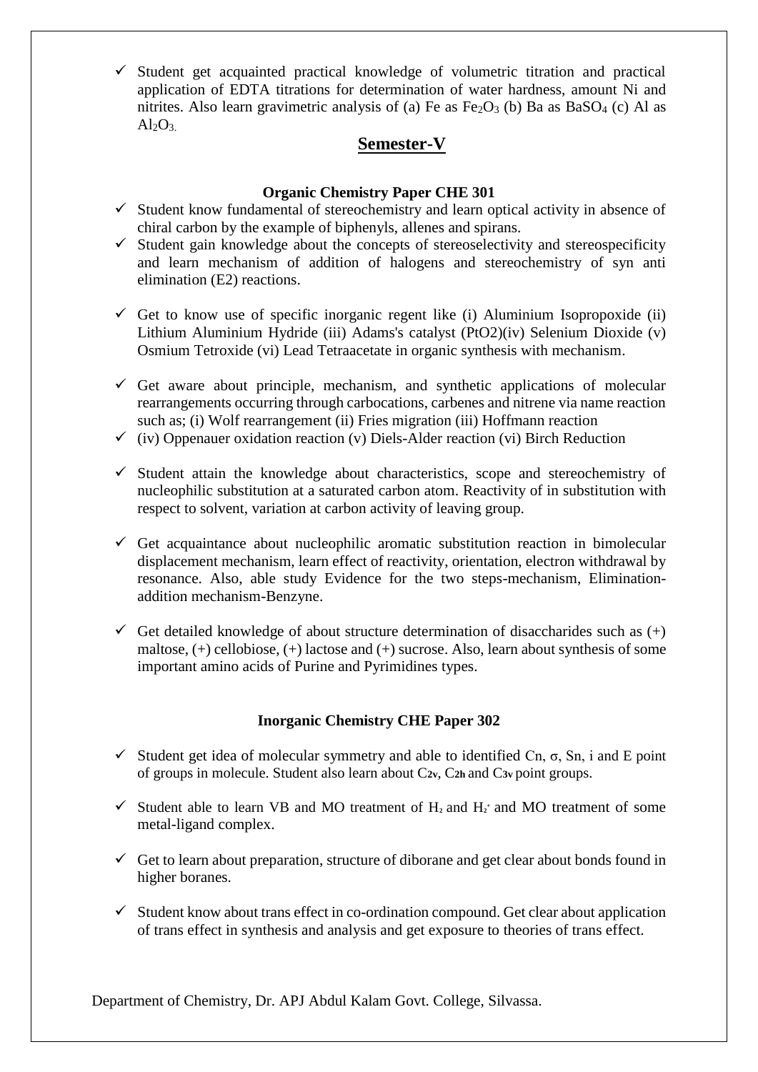- ✓ Student get acquainted practical knowledge of volumetric titration and practical application of EDTA titrations for determination of water hardness, amount Ni and nitrites. Also learn gravimetric analysis of (a) Fe as $Fe_2O_3$ (b) Ba as $BaSO_4$ (c) Al as $Al_2O_3$.

## Semester-V

### Organic Chemistry Paper CHE 301

- ✓ Student know fundamental of stereochemistry and learn optical activity in absence of chiral carbon by the example of biphenyls, allenes and spirans.
- ✓ Student gain knowledge about the concepts of stereoselectivity and stereospecificity and learn mechanism of addition of halogens and stereochemistry of syn anti elimination (E2) reactions.
- ✓ Get to know use of specific inorganic regent like (i) Aluminium Isopropoxide (ii) Lithium Aluminium Hydride (iii) Adams's catalyst (PtO2)(iv) Selenium Dioxide (v) Osmium Tetroxide (vi) Lead Tetraacetate in organic synthesis with mechanism.
- ✓ Get aware about principle, mechanism, and synthetic applications of molecular rearrangements occurring through carbocations, carbenes and nitrene via name reaction such as; (i) Wolf rearrangement (ii) Fries migration (iii) Hoffmann reaction
- ✓ (iv) Oppenauer oxidation reaction (v) Diels-Alder reaction (vi) Birch Reduction
- ✓ Student attain the knowledge about characteristics, scope and stereochemistry of nucleophilic substitution at a saturated carbon atom. Reactivity of in substitution with respect to solvent, variation at carbon activity of leaving group.
- ✓ Get acquaintance about nucleophilic aromatic substitution reaction in bimolecular displacement mechanism, learn effect of reactivity, orientation, electron withdrawal by resonance. Also, able study Evidence for the two steps-mechanism, Elimination-addition mechanism-Benzyne.
- ✓ Get detailed knowledge of about structure determination of disaccharides such as (+) maltose, (+) cellobiose, (+) lactose and (+) sucrose. Also, learn about synthesis of some important amino acids of Purine and Pyrimidines types.

### Inorganic Chemistry CHE Paper 302

- ✓ Student get idea of molecular symmetry and able to identified Cn, σ, Sn, i and E point of groups in molecule. Student also learn about $C_{2v}$, $C_{2h}$ and $C_{3v}$ point groups.
- ✓ Student able to learn VB and MO treatment of $H_2$ and $H_2^+$ and MO treatment of some metal-ligand complex.
- ✓ Get to learn about preparation, structure of diborane and get clear about bonds found in higher boranes.
- ✓ Student know about trans effect in co-ordination compound. Get clear about application of trans effect in synthesis and analysis and get exposure to theories of trans effect.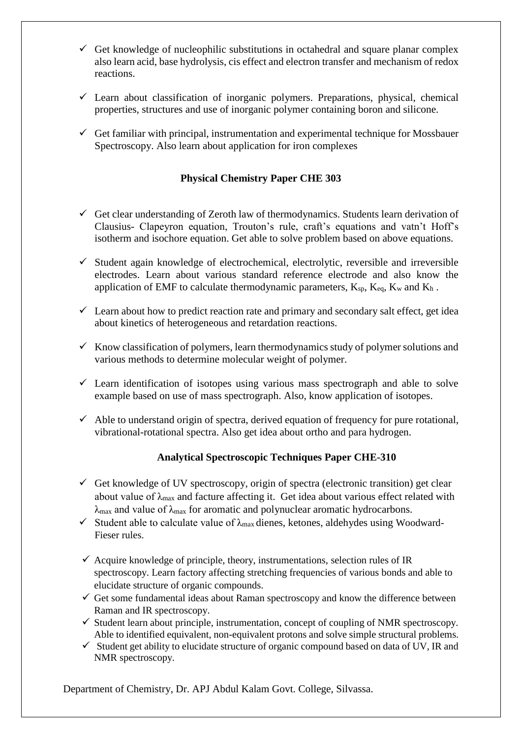- ✓ Get knowledge of nucleophilic substitutions in octahedral and square planar complex also learn acid, base hydrolysis, cis effect and electron transfer and mechanism of redox reactions.
- ✓ Learn about classification of inorganic polymers. Preparations, physical, chemical properties, structures and use of inorganic polymer containing boron and silicone.
- ✓ Get familiar with principal, instrumentation and experimental technique for Mossbauer Spectroscopy. Also learn about application for iron complexes

### Physical Chemistry Paper CHE 303

- ✓ Get clear understanding of Zeroth law of thermodynamics. Students learn derivation of Clausius- Clapeyron equation, Trouton's rule, craft's equations and vatn't Hoff's isotherm and isochore equation. Get able to solve problem based on above equations.
- ✓ Student again knowledge of electrochemical, electrolytic, reversible and irreversible electrodes. Learn about various standard reference electrode and also know the application of EMF to calculate thermodynamic parameters, $K_{sp}$, $K_{eq}$, $K_w$ and $K_h$ .
- ✓ Learn about how to predict reaction rate and primary and secondary salt effect, get idea about kinetics of heterogeneous and retardation reactions.
- ✓ Know classification of polymers, learn thermodynamics study of polymer solutions and various methods to determine molecular weight of polymer.
- ✓ Learn identification of isotopes using various mass spectrograph and able to solve example based on use of mass spectrograph. Also, know application of isotopes.
- ✓ Able to understand origin of spectra, derived equation of frequency for pure rotational, vibrational-rotational spectra. Also get idea about ortho and para hydrogen.

### Analytical Spectroscopic Techniques Paper CHE-310

- ✓ Get knowledge of UV spectroscopy, origin of spectra (electronic transition) get clear about value of $\lambda_{max}$ and facture affecting it. Get idea about various effect related with $\lambda_{max}$ and value of $\lambda_{max}$ for aromatic and polynuclear aromatic hydrocarbons.
- ✓ Student able to calculate value of $\lambda_{max}$ dienes, ketones, aldehydes using Woodward-Fieser rules.
- ✓ Acquire knowledge of principle, theory, instrumentations, selection rules of IR spectroscopy. Learn factory affecting stretching frequencies of various bonds and able to elucidate structure of organic compounds.
- ✓ Get some fundamental ideas about Raman spectroscopy and know the difference between Raman and IR spectroscopy.
- ✓ Student learn about principle, instrumentation, concept of coupling of NMR spectroscopy. Able to identified equivalent, non-equivalent protons and solve simple structural problems.
- ✓ Student get ability to elucidate structure of organic compound based on data of UV, IR and NMR spectroscopy.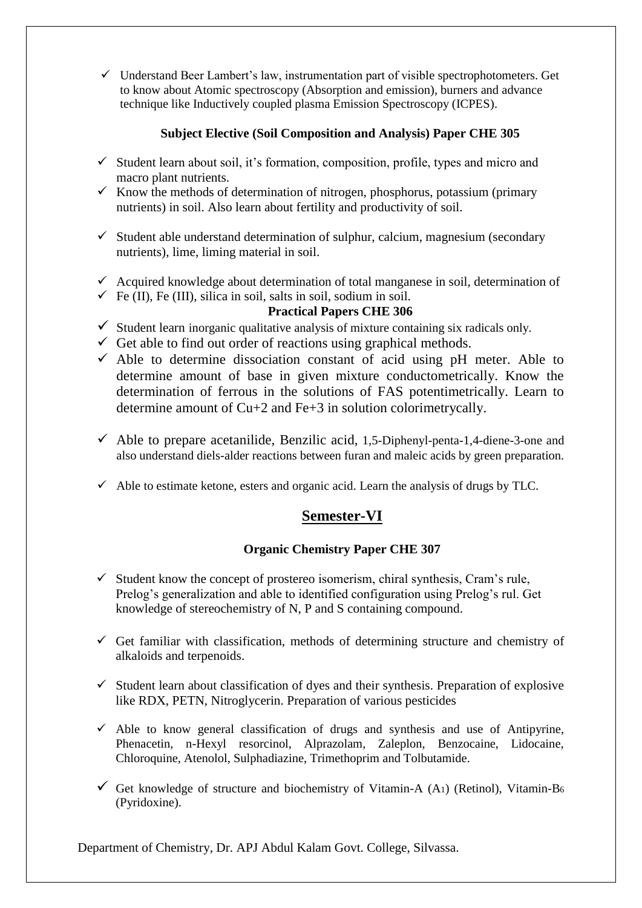- ✓ Understand Beer Lambert's law, instrumentation part of visible spectrophotometers. Get to know about Atomic spectroscopy (Absorption and emission), burners and advance technique like Inductively coupled plasma Emission Spectroscopy (ICPES).

**Subject Elective (Soil Composition and Analysis) Paper CHE 305**

- ✓ Student learn about soil, it's formation, composition, profile, types and micro and macro plant nutrients.
- ✓ Know the methods of determination of nitrogen, phosphorus, potassium (primary nutrients) in soil. Also learn about fertility and productivity of soil.
- ✓ Student able understand determination of sulphur, calcium, magnesium (secondary nutrients), lime, liming material in soil.
- ✓ Acquired knowledge about determination of total manganese in soil, determination of
- ✓ Fe (II), Fe (III), silica in soil, salts in soil, sodium in soil.

**Practical Papers CHE 306**

- ✓ Student learn inorganic qualitative analysis of mixture containing six radicals only.
- ✓ Get able to find out order of reactions using graphical methods.
- ✓ Able to determine dissociation constant of acid using pH meter. Able to determine amount of base in given mixture conductometrically. Know the determination of ferrous in the solutions of FAS potentimetrically. Learn to determine amount of $Cu^{+2}$ and $Fe^{+3}$ in solution colorimetrycally.
- ✓ Able to prepare acetanilide, Benzilic acid, 1,5-Diphenyl-penta-1,4-diene-3-one and also understand diels-alder reactions between furan and maleic acids by green preparation.
- ✓ Able to estimate ketone, esters and organic acid. Learn the analysis of drugs by TLC.

## Semester-VI

**Organic Chemistry Paper CHE 307**

- ✓ Student know the concept of prostereo isomerism, chiral synthesis, Cram's rule, Prelog's generalization and able to identified configuration using Prelog's rul. Get knowledge of stereochemistry of N, P and S containing compound.
- ✓ Get familiar with classification, methods of determining structure and chemistry of alkaloids and terpenoids.
- ✓ Student learn about classification of dyes and their synthesis. Preparation of explosive like RDX, PETN, Nitroglycerin. Preparation of various pesticides
- ✓ Able to know general classification of drugs and synthesis and use of Antipyrine, Phenacetin, n-Hexyl resorcinol, Alprazolam, Zaleplon, Benzocaine, Lidocaine, Chloroquine, Atenolol, Sulphadiazine, Trimethoprim and Tolbutamide.
- ✓ Get knowledge of structure and biochemistry of Vitamin-A ($A_1$) (Retinol), Vitamin-$B_6$ (Pyridoxine).

Department of Chemistry, Dr. APJ Abdul Kalam Govt. College, Silvassa.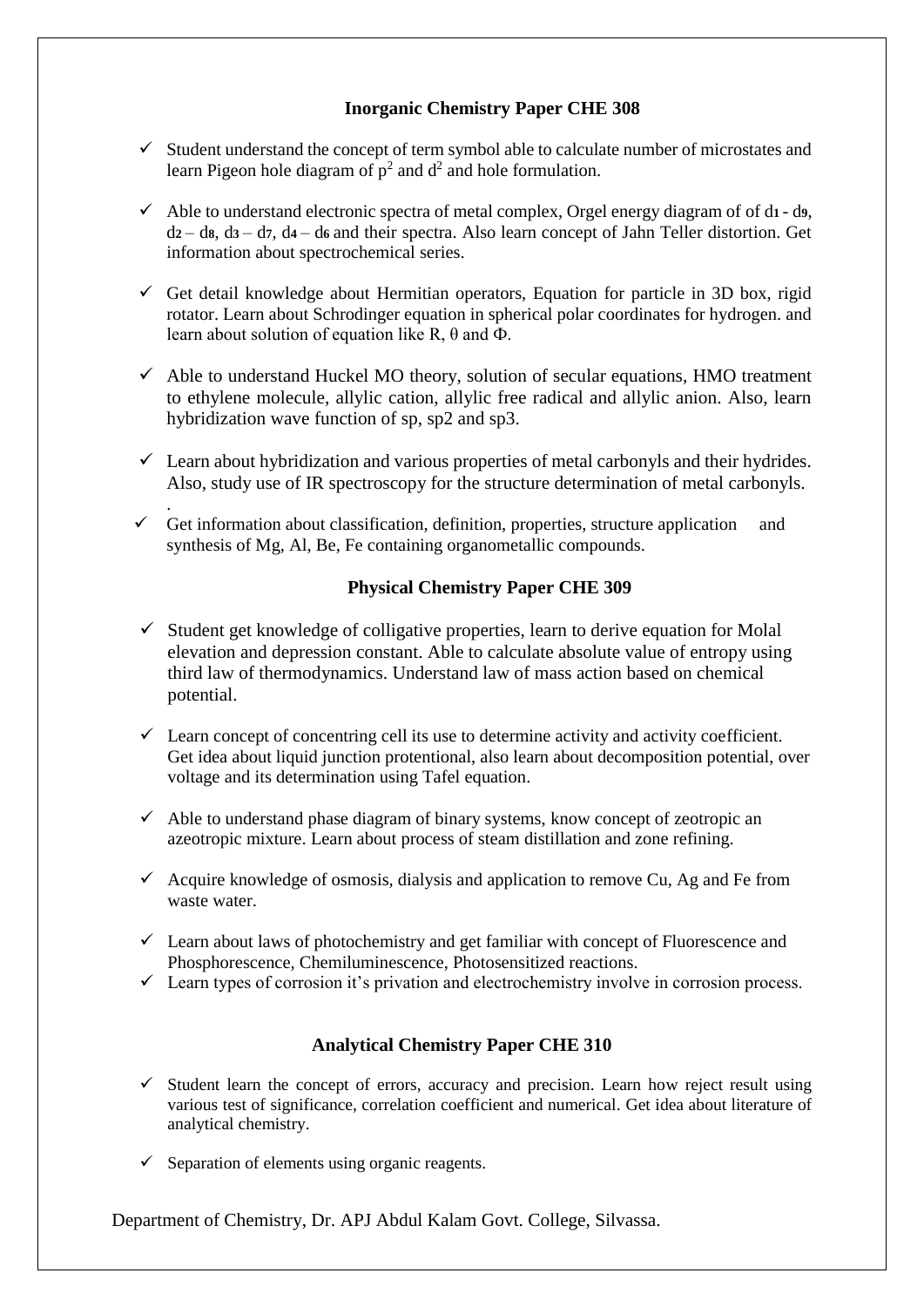### Inorganic Chemistry Paper CHE 308

- ✓ Student understand the concept of term symbol able to calculate number of microstates and learn Pigeon hole diagram of $p^2$ and $d^2$ and hole formulation.
- ✓ Able to understand electronic spectra of metal complex, Orgel energy diagram of of $d_1$ - $d_9$, $d_2$ – $d_8$, $d_3$ – $d_7$, $d_4$ – $d_6$ and their spectra. Also learn concept of Jahn Teller distortion. Get information about spectrochemical series.
- ✓ Get detail knowledge about Hermitian operators, Equation for particle in 3D box, rigid rotator. Learn about Schrodinger equation in spherical polar coordinates for hydrogen. and learn about solution of equation like R, θ and Φ.
- ✓ Able to understand Huckel MO theory, solution of secular equations, HMO treatment to ethylene molecule, allylic cation, allylic free radical and allylic anion. Also, learn hybridization wave function of sp, sp2 and sp3.
- ✓ Learn about hybridization and various properties of metal carbonyls and their hydrides. Also, study use of IR spectroscopy for the structure determination of metal carbonyls.
  .
- ✓ Get information about classification, definition, properties, structure application and synthesis of Mg, Al, Be, Fe containing organometallic compounds.

### Physical Chemistry Paper CHE 309

- ✓ Student get knowledge of colligative properties, learn to derive equation for Molal elevation and depression constant. Able to calculate absolute value of entropy using third law of thermodynamics. Understand law of mass action based on chemical potential.
- ✓ Learn concept of concentring cell its use to determine activity and activity coefficient. Get idea about liquid junction protentional, also learn about decomposition potential, over voltage and its determination using Tafel equation.
- ✓ Able to understand phase diagram of binary systems, know concept of zeotropic an azeotropic mixture. Learn about process of steam distillation and zone refining.
- ✓ Acquire knowledge of osmosis, dialysis and application to remove Cu, Ag and Fe from waste water.
- ✓ Learn about laws of photochemistry and get familiar with concept of Fluorescence and Phosphorescence, Chemiluminescence, Photosensitized reactions.
- ✓ Learn types of corrosion it's privation and electrochemistry involve in corrosion process.

### Analytical Chemistry Paper CHE 310

- ✓ Student learn the concept of errors, accuracy and precision. Learn how reject result using various test of significance, correlation coefficient and numerical. Get idea about literature of analytical chemistry.
- ✓ Separation of elements using organic reagents.

Department of Chemistry, Dr. APJ Abdul Kalam Govt. College, Silvassa.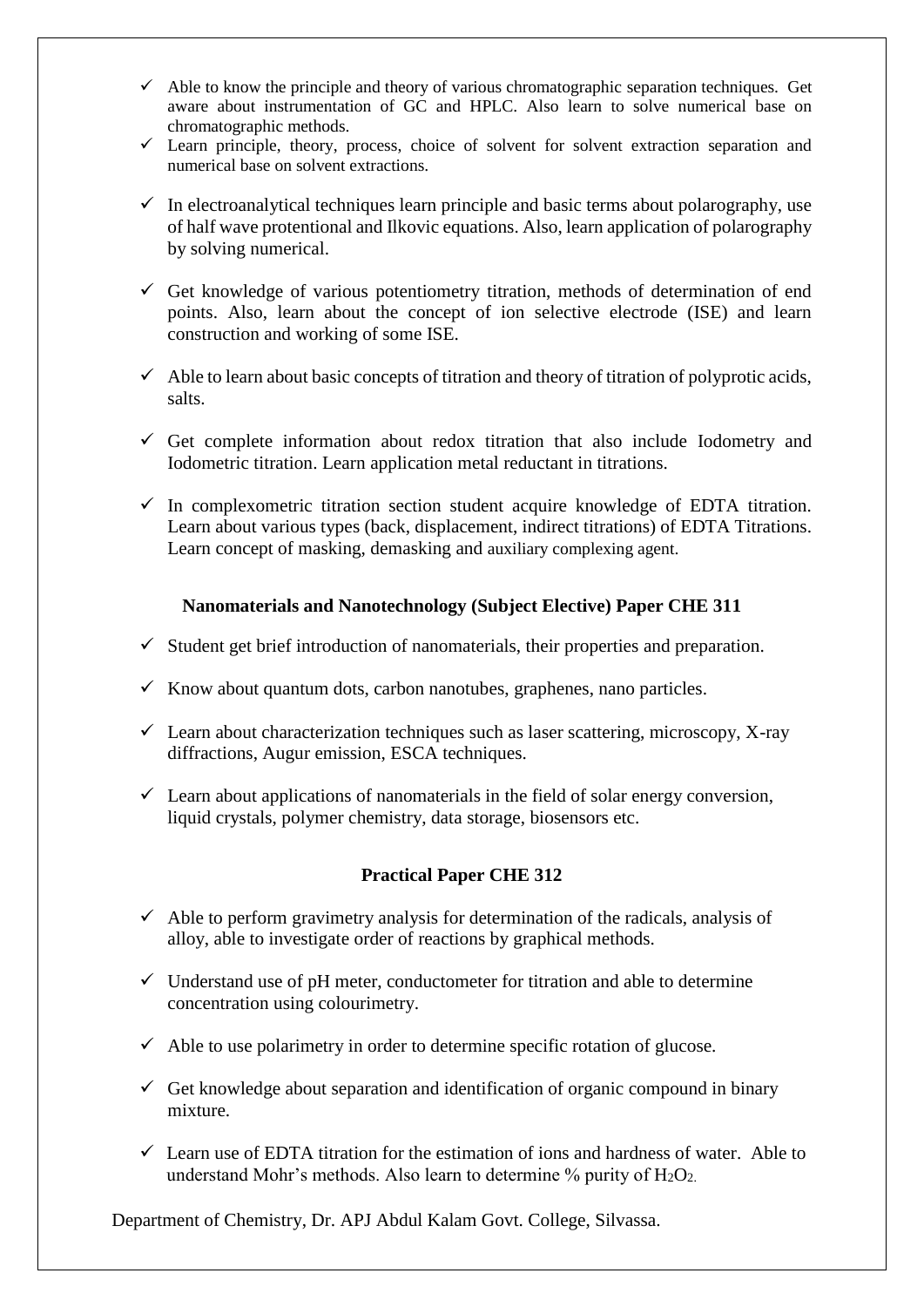- ✓ Able to know the principle and theory of various chromatographic separation techniques. Get aware about instrumentation of GC and HPLC. Also learn to solve numerical base on chromatographic methods.
- ✓ Learn principle, theory, process, choice of solvent for solvent extraction separation and numerical base on solvent extractions.
- ✓ In electroanalytical techniques learn principle and basic terms about polarography, use of half wave protentional and Ilkovic equations. Also, learn application of polarography by solving numerical.
- ✓ Get knowledge of various potentiometry titration, methods of determination of end points. Also, learn about the concept of ion selective electrode (ISE) and learn construction and working of some ISE.
- ✓ Able to learn about basic concepts of titration and theory of titration of polyprotic acids, salts.
- ✓ Get complete information about redox titration that also include Iodometry and Iodometric titration. Learn application metal reductant in titrations.
- ✓ In complexometric titration section student acquire knowledge of EDTA titration. Learn about various types (back, displacement, indirect titrations) of EDTA Titrations. Learn concept of masking, demasking and auxiliary complexing agent.

**Nanomaterials and Nanotechnology (Subject Elective) Paper CHE 311**

- ✓ Student get brief introduction of nanomaterials, their properties and preparation.
- ✓ Know about quantum dots, carbon nanotubes, graphenes, nano particles.
- ✓ Learn about characterization techniques such as laser scattering, microscopy, X-ray diffractions, Augur emission, ESCA techniques.
- ✓ Learn about applications of nanomaterials in the field of solar energy conversion, liquid crystals, polymer chemistry, data storage, biosensors etc.

**Practical Paper CHE 312**

- ✓ Able to perform gravimetry analysis for determination of the radicals, analysis of alloy, able to investigate order of reactions by graphical methods.
- ✓ Understand use of pH meter, conductometer for titration and able to determine concentration using colourimetry.
- ✓ Able to use polarimetry in order to determine specific rotation of glucose.
- ✓ Get knowledge about separation and identification of organic compound in binary mixture.
- ✓ Learn use of EDTA titration for the estimation of ions and hardness of water. Able to understand Mohr's methods. Also learn to determine % purity of $H_2O_2$.

Department of Chemistry, Dr. APJ Abdul Kalam Govt. College, Silvassa.